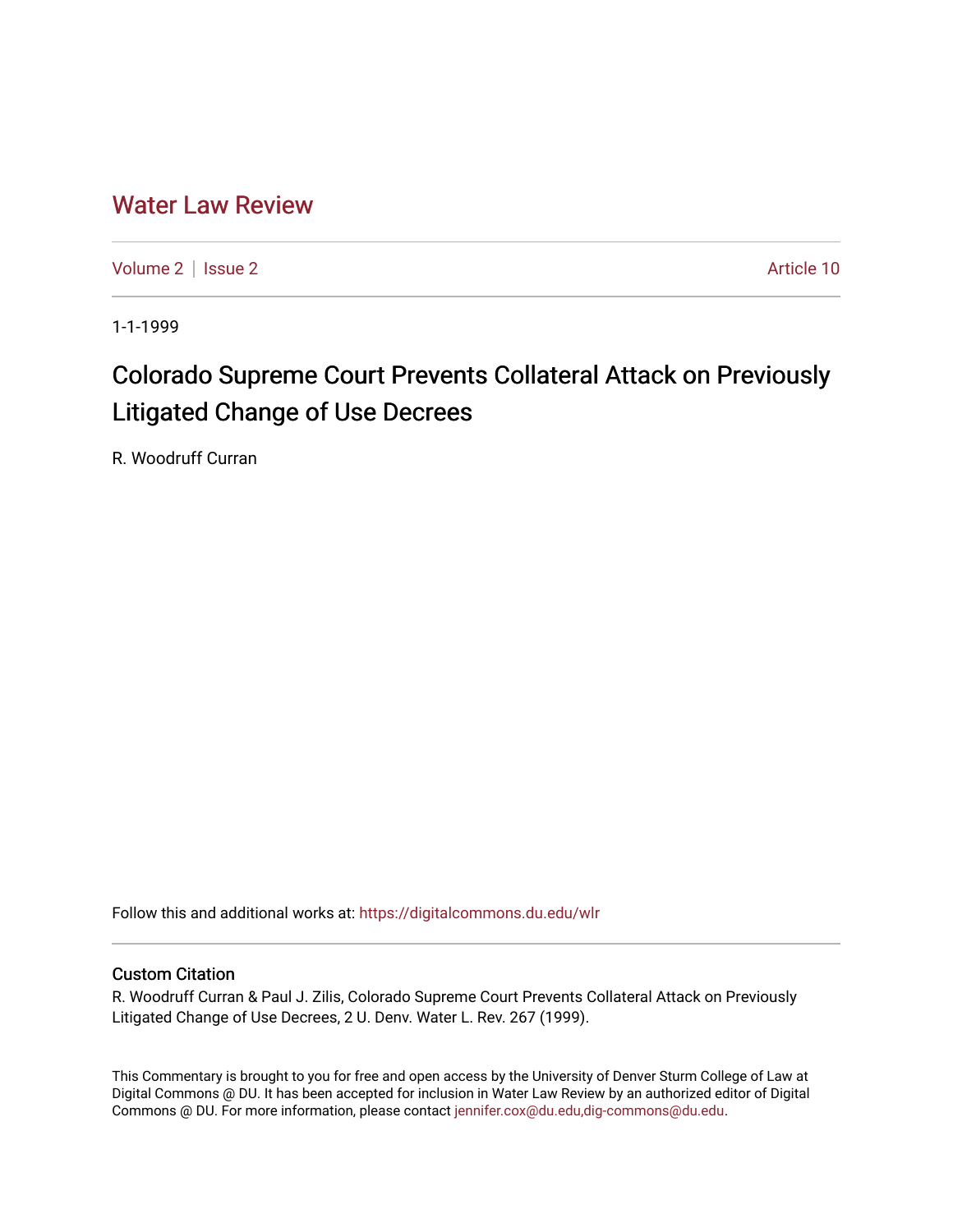# Water Law Review

Volume 2 | Issue 2 | Article 10

1-1-1999

## Colorado Supreme Court Prevents Collateral Attack on Previously Litigated Change of Use Decrees

R. Woodruff Curran

Follow this and additional works at: https://digitalcommons.du.edu/wlr

### Custom Citation

R. Woodruff Curran & Paul J. Zilis, Colorado Supreme Court Prevents Collateral Attack on Previously Litigated Change of Use Decrees, 2 U. Denv. Water L. Rev. 267 (1999).

This Commentary is brought to you for free and open access by the University of Denver Sturm College of Law at Digital Commons @ DU. It has been accepted for inclusion in Water Law Review by an authorized editor of Digital Commons @ DU. For more information, please contact jennifer.cox@du.edu,dig-commons@du.edu.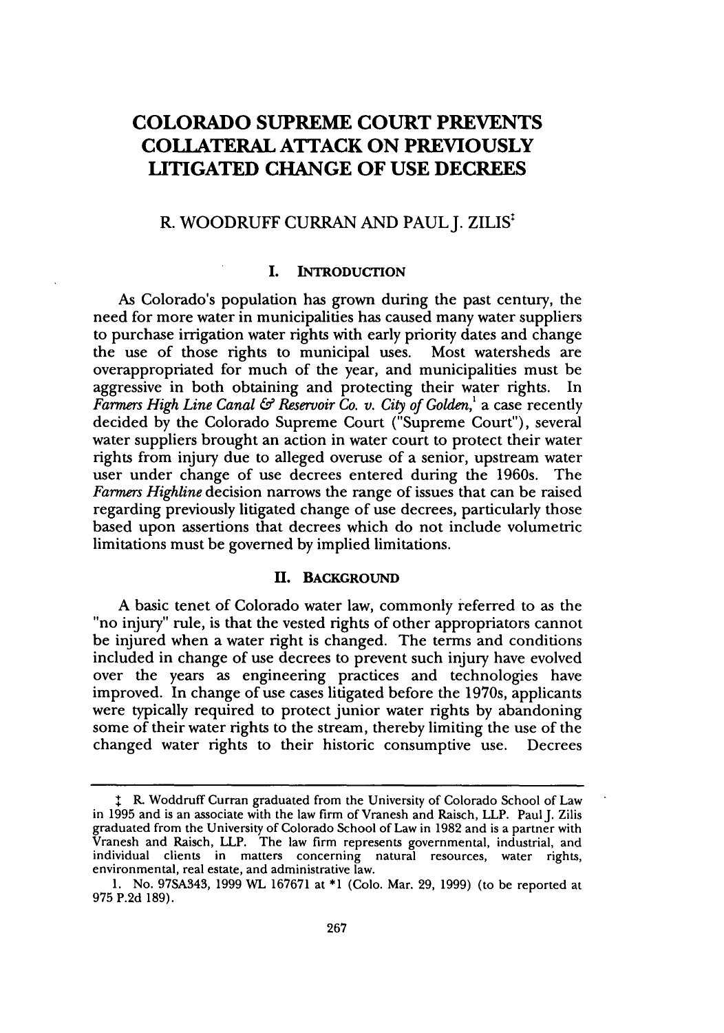# COLORADO SUPREME COURT PREVENTS COLLATERAL ATTACK ON PREVIOUSLY LITIGATED CHANGE OF USE DECREES

## R. WOODRUFF CURRAN AND PAUL J. ZILIS[‡]

### I. INTRODUCTION

As Colorado's population has grown during the past century, the need for more water in municipalities has caused many water suppliers to purchase irrigation water rights with early priority dates and change the use of those rights to municipal uses. Most watersheds are overappropriated for much of the year, and municipalities must be aggressive in both obtaining and protecting their water rights. In *Farmers High Line Canal & Reservoir Co. v. City of Golden*,[1] a case recently decided by the Colorado Supreme Court ("Supreme Court"), several water suppliers brought an action in water court to protect their water rights from injury due to alleged overuse of a senior, upstream water user under change of use decrees entered during the 1960s. The *Farmers Highline* decision narrows the range of issues that can be raised regarding previously litigated change of use decrees, particularly those based upon assertions that decrees which do not include volumetric limitations must be governed by implied limitations.

### II. BACKGROUND

A basic tenet of Colorado water law, commonly referred to as the "no injury" rule, is that the vested rights of other appropriators cannot be injured when a water right is changed. The terms and conditions included in change of use decrees to prevent such injury have evolved over the years as engineering practices and technologies have improved. In change of use cases litigated before the 1970s, applicants were typically required to protect junior water rights by abandoning some of their water rights to the stream, thereby limiting the use of the changed water rights to their historic consumptive use. Decrees

---

‡ R. Woodruff Curran graduated from the University of Colorado School of Law in 1995 and is an associate with the law firm of Vranesh and Raisch, LLP. Paul J. Zilis graduated from the University of Colorado School of Law in 1982 and is a partner with Vranesh and Raisch, LLP. The law firm represents governmental, industrial, and individual clients in matters concerning natural resources, water rights, environmental, real estate, and administrative law.

1. No. 97SA343, 1999 WL 167671 at *1 (Colo. Mar. 29, 1999) (to be reported at 975 P.2d 189).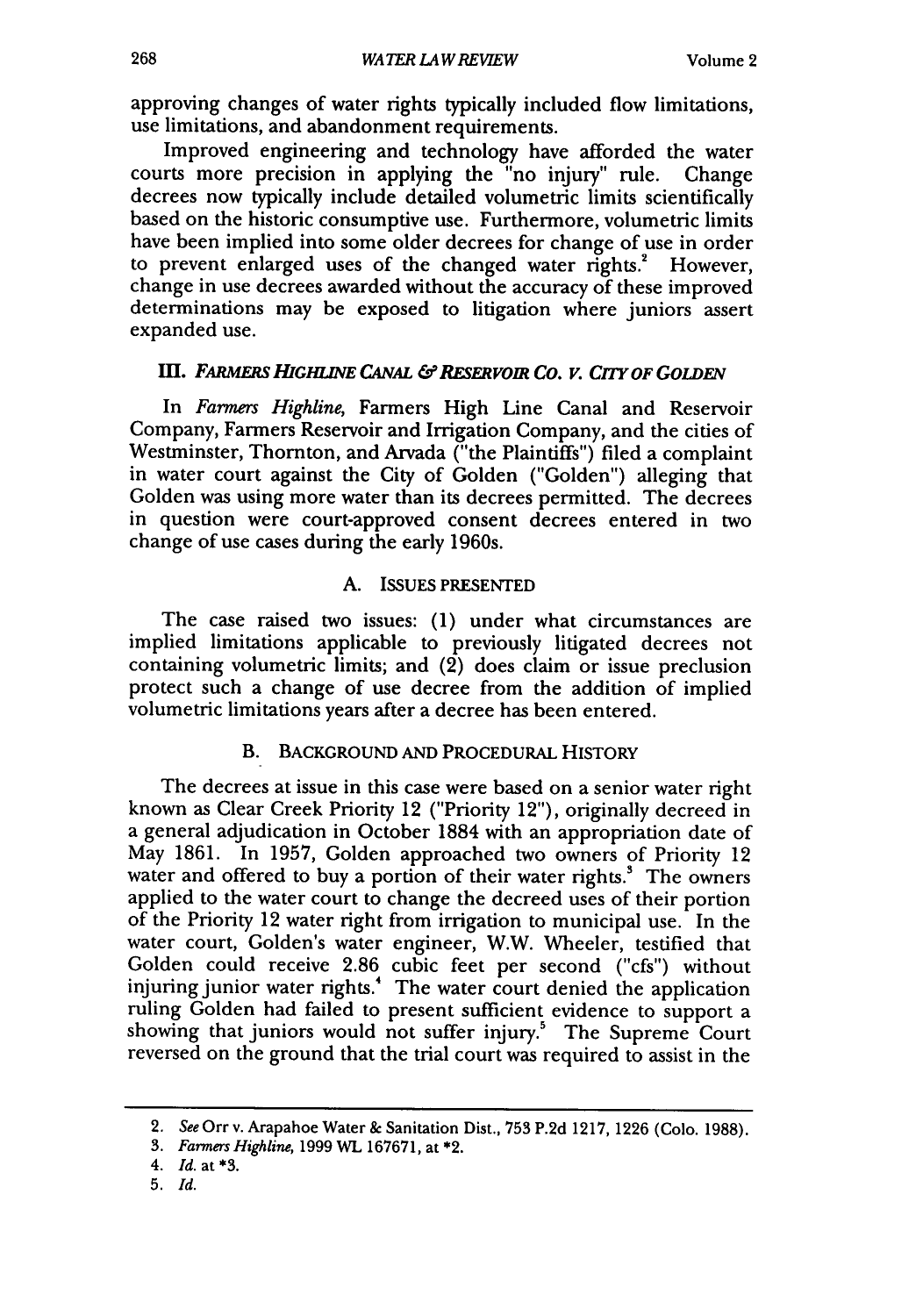approving changes of water rights typically included flow limitations, use limitations, and abandonment requirements.

Improved engineering and technology have afforded the water courts more precision in applying the "no injury" rule. Change decrees now typically include detailed volumetric limits scientifically based on the historic consumptive use. Furthermore, volumetric limits have been implied into some older decrees for change of use in order to prevent enlarged uses of the changed water rights.[2] However, change in use decrees awarded without the accuracy of these improved determinations may be exposed to litigation where juniors assert expanded use.

## III. *FARMERS HIGHLINE CANAL & RESERVOIR CO. V. CITY OF GOLDEN*

In *Farmers Highline*, Farmers High Line Canal and Reservoir Company, Farmers Reservoir and Irrigation Company, and the cities of Westminster, Thornton, and Arvada ("the Plaintiffs") filed a complaint in water court against the City of Golden ("Golden") alleging that Golden was using more water than its decrees permitted. The decrees in question were court-approved consent decrees entered in two change of use cases during the early 1960s.

### A. ISSUES PRESENTED

The case raised two issues: (1) under what circumstances are implied limitations applicable to previously litigated decrees not containing volumetric limits; and (2) does claim or issue preclusion protect such a change of use decree from the addition of implied volumetric limitations years after a decree has been entered.

### B. BACKGROUND AND PROCEDURAL HISTORY

The decrees at issue in this case were based on a senior water right known as Clear Creek Priority 12 ("Priority 12"), originally decreed in a general adjudication in October 1884 with an appropriation date of May 1861. In 1957, Golden approached two owners of Priority 12 water and offered to buy a portion of their water rights.[3] The owners applied to the water court to change the decreed uses of their portion of the Priority 12 water right from irrigation to municipal use. In the water court, Golden's water engineer, W.W. Wheeler, testified that Golden could receive 2.86 cubic feet per second ("cfs") without injuring junior water rights.[4] The water court denied the application ruling Golden had failed to present sufficient evidence to support a showing that juniors would not suffer injury.[5] The Supreme Court reversed on the ground that the trial court was required to assist in the

---

2. *See* Orr v. Arapahoe Water & Sanitation Dist., 753 P.2d 1217, 1226 (Colo. 1988).

3. *Farmers Highline*, 1999 WL 167671, at *2.

4. *Id.* at *3.

5. *Id.*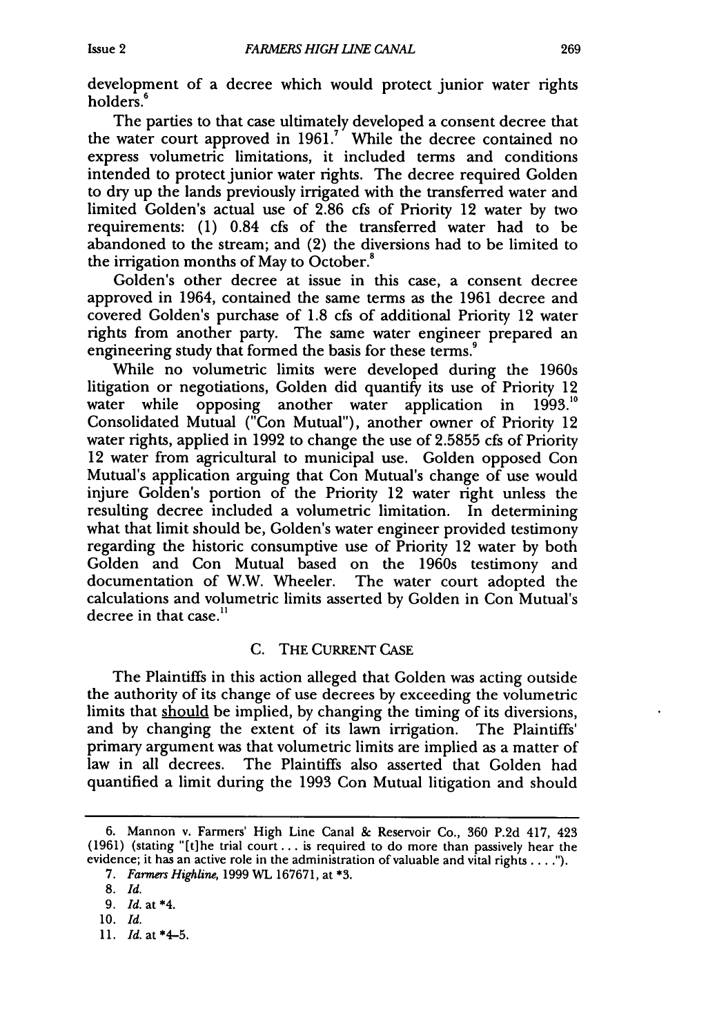development of a decree which would protect junior water rights holders.[6]

The parties to that case ultimately developed a consent decree that the water court approved in 1961.[7] While the decree contained no express volumetric limitations, it included terms and conditions intended to protect junior water rights. The decree required Golden to dry up the lands previously irrigated with the transferred water and limited Golden's actual use of 2.86 cfs of Priority 12 water by two requirements: (1) 0.84 cfs of the transferred water had to be abandoned to the stream; and (2) the diversions had to be limited to the irrigation months of May to October.[8]

Golden's other decree at issue in this case, a consent decree approved in 1964, contained the same terms as the 1961 decree and covered Golden's purchase of 1.8 cfs of additional Priority 12 water rights from another party. The same water engineer prepared an engineering study that formed the basis for these terms.[9]

While no volumetric limits were developed during the 1960s litigation or negotiations, Golden did quantify its use of Priority 12 water while opposing another water application in 1993.[10] Consolidated Mutual ("Con Mutual"), another owner of Priority 12 water rights, applied in 1992 to change the use of 2.5855 cfs of Priority 12 water from agricultural to municipal use. Golden opposed Con Mutual's application arguing that Con Mutual's change of use would injure Golden's portion of the Priority 12 water right unless the resulting decree included a volumetric limitation. In determining what that limit should be, Golden's water engineer provided testimony regarding the historic consumptive use of Priority 12 water by both Golden and Con Mutual based on the 1960s testimony and documentation of W.W. Wheeler. The water court adopted the calculations and volumetric limits asserted by Golden in Con Mutual's decree in that case.[11]

### C. THE CURRENT CASE

The Plaintiffs in this action alleged that Golden was acting outside the authority of its change of use decrees by exceeding the volumetric limits that <u>should</u> be implied, by changing the timing of its diversions, and by changing the extent of its lawn irrigation. The Plaintiffs' primary argument was that volumetric limits are implied as a matter of law in all decrees. The Plaintiffs also asserted that Golden had quantified a limit during the 1993 Con Mutual litigation and should

---

6. Mannon v. Farmers' High Line Canal & Reservoir Co., 360 P.2d 417, 423 (1961) (stating "[t]he trial court . . . is required to do more than passively hear the evidence; it has an active role in the administration of valuable and vital rights . . . .").

7. *Farmers Highline*, 1999 WL 167671, at *3.

8. *Id.*

9. *Id.* at *4.

10. *Id.*

11. *Id.* at *4–5.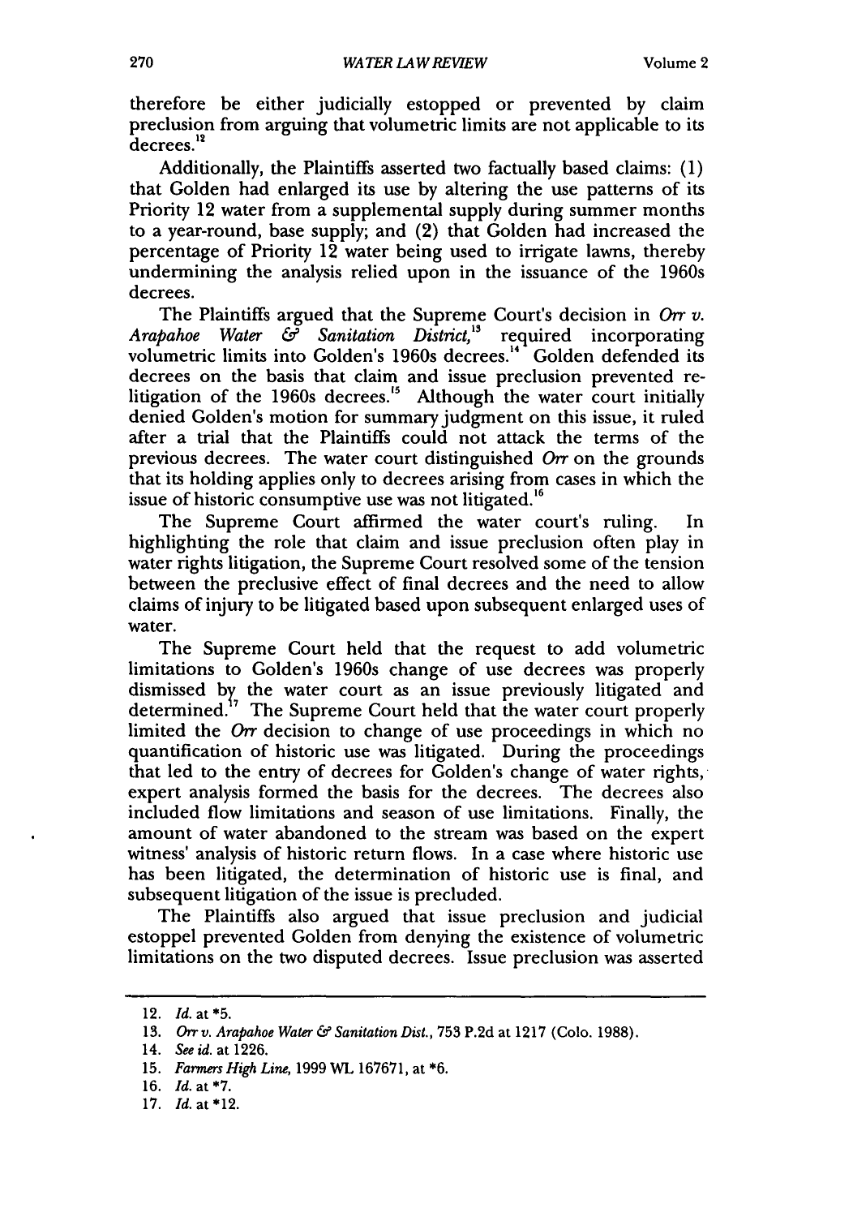therefore be either judicially estopped or prevented by claim preclusion from arguing that volumetric limits are not applicable to its decrees.[12]

Additionally, the Plaintiffs asserted two factually based claims: (1) that Golden had enlarged its use by altering the use patterns of its Priority 12 water from a supplemental supply during summer months to a year-round, base supply; and (2) that Golden had increased the percentage of Priority 12 water being used to irrigate lawns, thereby undermining the analysis relied upon in the issuance of the 1960s decrees.

The Plaintiffs argued that the Supreme Court's decision in *Orr v. Arapahoe Water & Sanitation District*,[13] required incorporating volumetric limits into Golden's 1960s decrees.[14] Golden defended its decrees on the basis that claim and issue preclusion prevented re-litigation of the 1960s decrees.[15] Although the water court initially denied Golden's motion for summary judgment on this issue, it ruled after a trial that the Plaintiffs could not attack the terms of the previous decrees. The water court distinguished *Orr* on the grounds that its holding applies only to decrees arising from cases in which the issue of historic consumptive use was not litigated.[16]

The Supreme Court affirmed the water court's ruling. In highlighting the role that claim and issue preclusion often play in water rights litigation, the Supreme Court resolved some of the tension between the preclusive effect of final decrees and the need to allow claims of injury to be litigated based upon subsequent enlarged uses of water.

The Supreme Court held that the request to add volumetric limitations to Golden's 1960s change of use decrees was properly dismissed by the water court as an issue previously litigated and determined.[17] The Supreme Court held that the water court properly limited the *Orr* decision to change of use proceedings in which no quantification of historic use was litigated. During the proceedings that led to the entry of decrees for Golden's change of water rights, expert analysis formed the basis for the decrees. The decrees also included flow limitations and season of use limitations. Finally, the amount of water abandoned to the stream was based on the expert witness' analysis of historic return flows. In a case where historic use has been litigated, the determination of historic use is final, and subsequent litigation of the issue is precluded.

The Plaintiffs also argued that issue preclusion and judicial estoppel prevented Golden from denying the existence of volumetric limitations on the two disputed decrees. Issue preclusion was asserted

---

12. *Id.* at *5.

13. *Orr v. Arapahoe Water & Sanitation Dist.*, 753 P.2d at 1217 (Colo. 1988).

14. *See id.* at 1226.

15. *Farmers High Line*, 1999 WL 167671, at *6.

16. *Id.* at *7.

17. *Id.* at *12.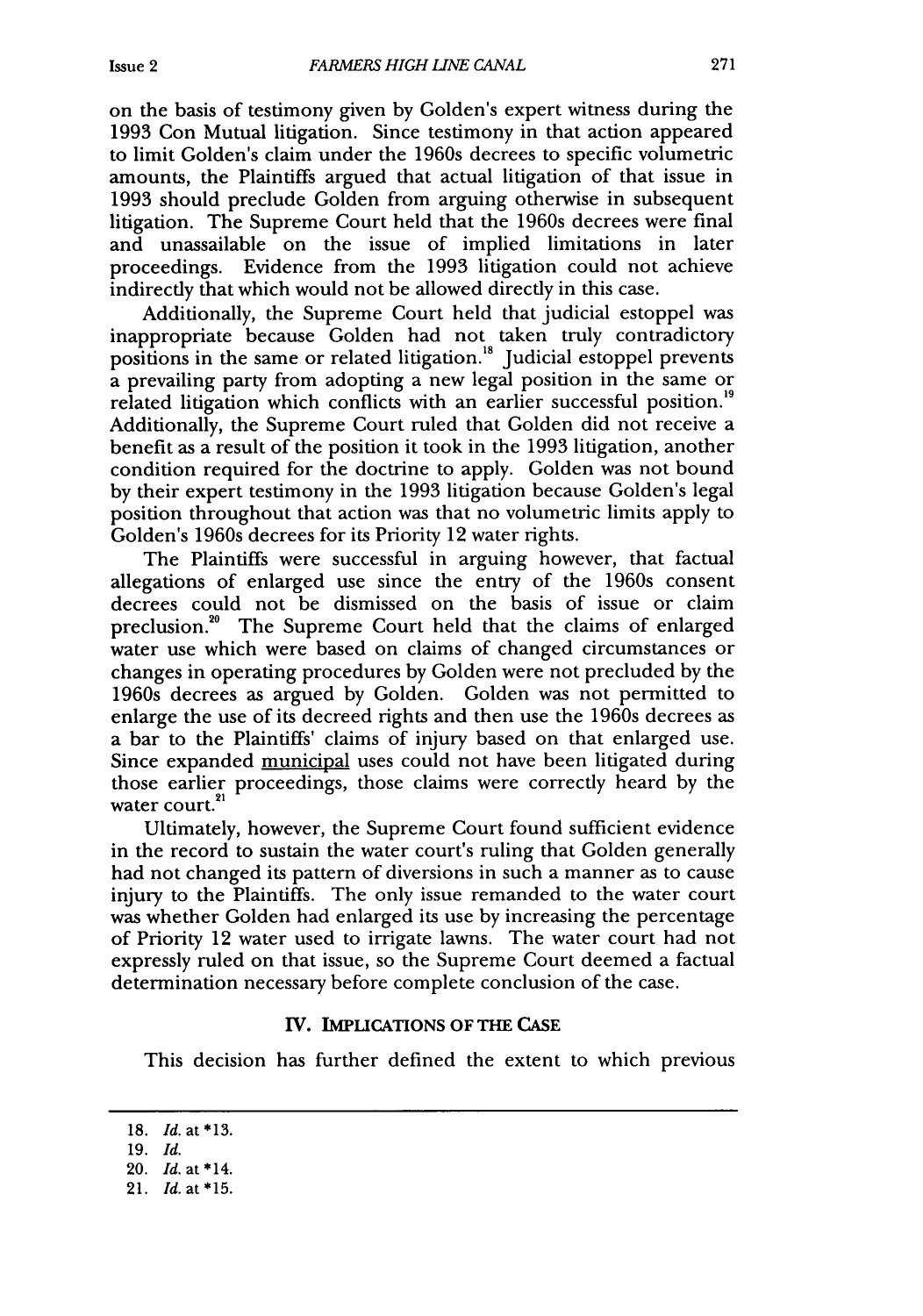on the basis of testimony given by Golden's expert witness during the 1993 Con Mutual litigation. Since testimony in that action appeared to limit Golden's claim under the 1960s decrees to specific volumetric amounts, the Plaintiffs argued that actual litigation of that issue in 1993 should preclude Golden from arguing otherwise in subsequent litigation. The Supreme Court held that the 1960s decrees were final and unassailable on the issue of implied limitations in later proceedings. Evidence from the 1993 litigation could not achieve indirectly that which would not be allowed directly in this case.

Additionally, the Supreme Court held that judicial estoppel was inappropriate because Golden had not taken truly contradictory positions in the same or related litigation.[18] Judicial estoppel prevents a prevailing party from adopting a new legal position in the same or related litigation which conflicts with an earlier successful position.[19] Additionally, the Supreme Court ruled that Golden did not receive a benefit as a result of the position it took in the 1993 litigation, another condition required for the doctrine to apply. Golden was not bound by their expert testimony in the 1993 litigation because Golden's legal position throughout that action was that no volumetric limits apply to Golden's 1960s decrees for its Priority 12 water rights.

The Plaintiffs were successful in arguing however, that factual allegations of enlarged use since the entry of the 1960s consent decrees could not be dismissed on the basis of issue or claim preclusion.[20] The Supreme Court held that the claims of enlarged water use which were based on claims of changed circumstances or changes in operating procedures by Golden were not precluded by the 1960s decrees as argued by Golden. Golden was not permitted to enlarge the use of its decreed rights and then use the 1960s decrees as a bar to the Plaintiffs' claims of injury based on that enlarged use. Since expanded municipal uses could not have been litigated during those earlier proceedings, those claims were correctly heard by the water court.[21]

Ultimately, however, the Supreme Court found sufficient evidence in the record to sustain the water court's ruling that Golden generally had not changed its pattern of diversions in such a manner as to cause injury to the Plaintiffs. The only issue remanded to the water court was whether Golden had enlarged its use by increasing the percentage of Priority 12 water used to irrigate lawns. The water court had not expressly ruled on that issue, so the Supreme Court deemed a factual determination necessary before complete conclusion of the case.

## IV. IMPLICATIONS OF THE CASE

This decision has further defined the extent to which previous

---

18. *Id.* at *13.
19. *Id.*
20. *Id.* at *14.
21. *Id.* at *15.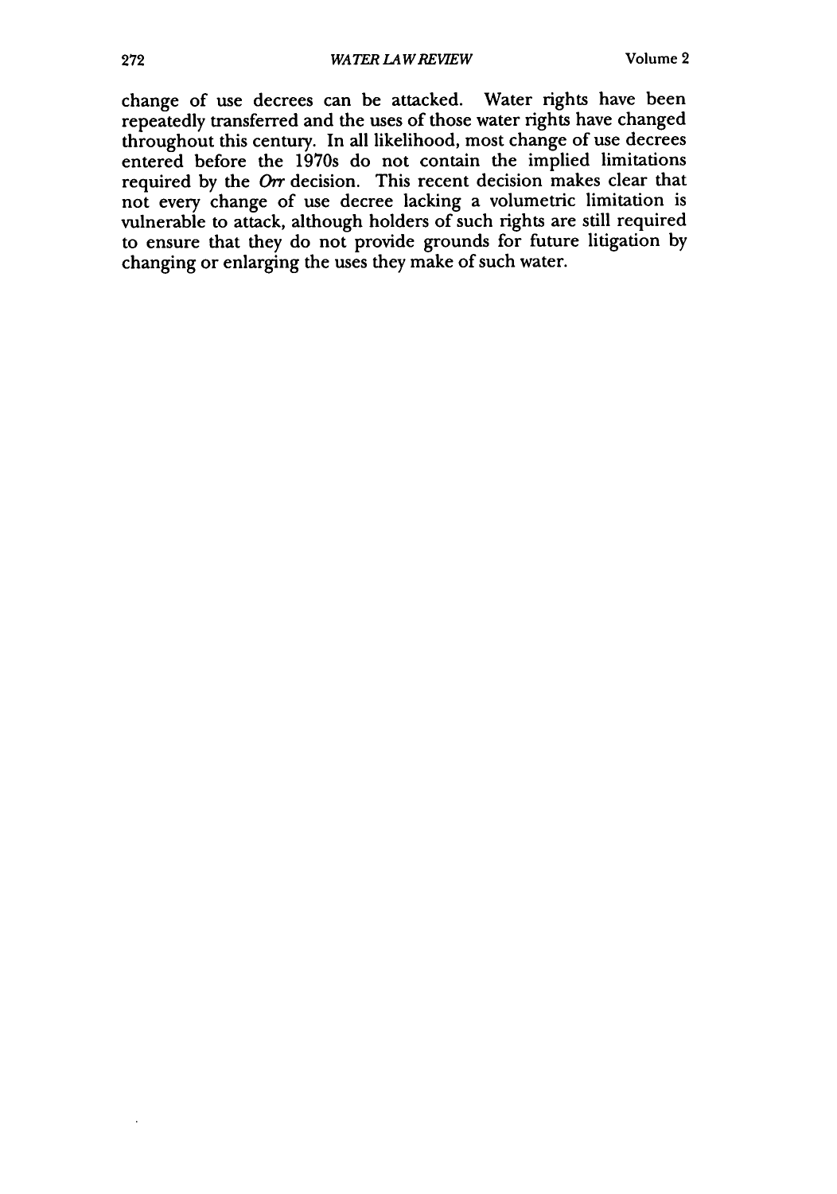change of use decrees can be attacked. Water rights have been repeatedly transferred and the uses of those water rights have changed throughout this century. In all likelihood, most change of use decrees entered before the 1970s do not contain the implied limitations required by the *Orr* decision. This recent decision makes clear that not every change of use decree lacking a volumetric limitation is vulnerable to attack, although holders of such rights are still required to ensure that they do not provide grounds for future litigation by changing or enlarging the uses they make of such water.